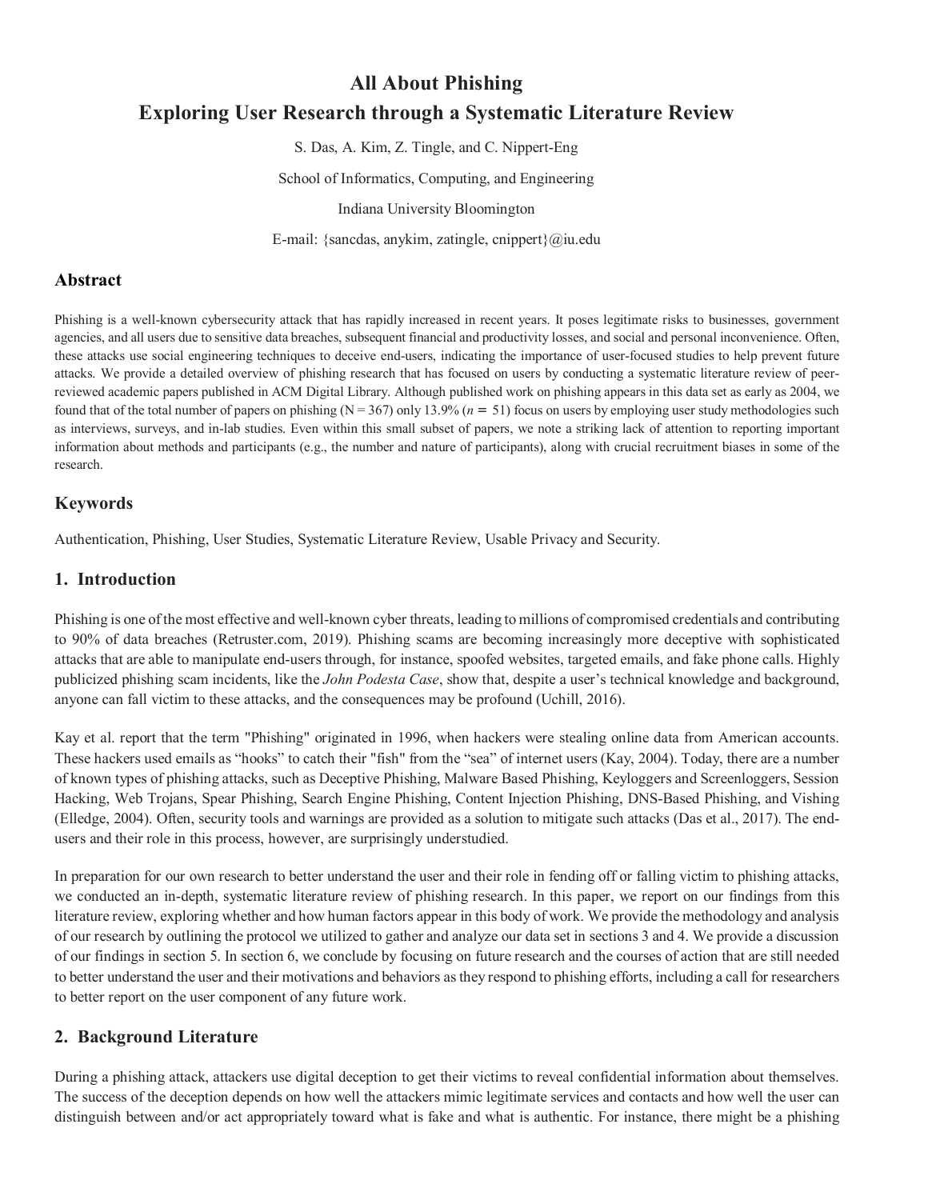# All About Phishing
## Exploring User Research through a Systematic Literature Review

S. Das, A. Kim, Z. Tingle, and C. Nippert-Eng

School of Informatics, Computing, and Engineering

Indiana University Bloomington

E-mail: {sancdas, anykim, zatingle, cnippert}@iu.edu

## Abstract

Phishing is a well-known cybersecurity attack that has rapidly increased in recent years. It poses legitimate risks to businesses, government agencies, and all users due to sensitive data breaches, subsequent financial and productivity losses, and social and personal inconvenience. Often, these attacks use social engineering techniques to deceive end-users, indicating the importance of user-focused studies to help prevent future attacks. We provide a detailed overview of phishing research that has focused on users by conducting a systematic literature review of peer-reviewed academic papers published in ACM Digital Library. Although published work on phishing appears in this data set as early as 2004, we found that of the total number of papers on phishing (N = 367) only 13.9% ($n = 51$) focus on users by employing user study methodologies such as interviews, surveys, and in-lab studies. Even within this small subset of papers, we note a striking lack of attention to reporting important information about methods and participants (e.g., the number and nature of participants), along with crucial recruitment biases in some of the research.

## Keywords

Authentication, Phishing, User Studies, Systematic Literature Review, Usable Privacy and Security.

## 1. Introduction

Phishing is one of the most effective and well-known cyber threats, leading to millions of compromised credentials and contributing to 90% of data breaches (Retruster.com, 2019). Phishing scams are becoming increasingly more deceptive with sophisticated attacks that are able to manipulate end-users through, for instance, spoofed websites, targeted emails, and fake phone calls. Highly publicized phishing scam incidents, like the *John Podesta Case*, show that, despite a user's technical knowledge and background, anyone can fall victim to these attacks, and the consequences may be profound (Uchill, 2016).

Kay et al. report that the term "Phishing" originated in 1996, when hackers were stealing online data from American accounts. These hackers used emails as "hooks" to catch their "fish" from the "sea" of internet users (Kay, 2004). Today, there are a number of known types of phishing attacks, such as Deceptive Phishing, Malware Based Phishing, Keyloggers and Screenloggers, Session Hacking, Web Trojans, Spear Phishing, Search Engine Phishing, Content Injection Phishing, DNS-Based Phishing, and Vishing (Elledge, 2004). Often, security tools and warnings are provided as a solution to mitigate such attacks (Das et al., 2017). The end-users and their role in this process, however, are surprisingly understudied.

In preparation for our own research to better understand the user and their role in fending off or falling victim to phishing attacks, we conducted an in-depth, systematic literature review of phishing research. In this paper, we report on our findings from this literature review, exploring whether and how human factors appear in this body of work. We provide the methodology and analysis of our research by outlining the protocol we utilized to gather and analyze our data set in sections 3 and 4. We provide a discussion of our findings in section 5. In section 6, we conclude by focusing on future research and the courses of action that are still needed to better understand the user and their motivations and behaviors as they respond to phishing efforts, including a call for researchers to better report on the user component of any future work.

## 2. Background Literature

During a phishing attack, attackers use digital deception to get their victims to reveal confidential information about themselves. The success of the deception depends on how well the attackers mimic legitimate services and contacts and how well the user can distinguish between and/or act appropriately toward what is fake and what is authentic. For instance, there might be a phishing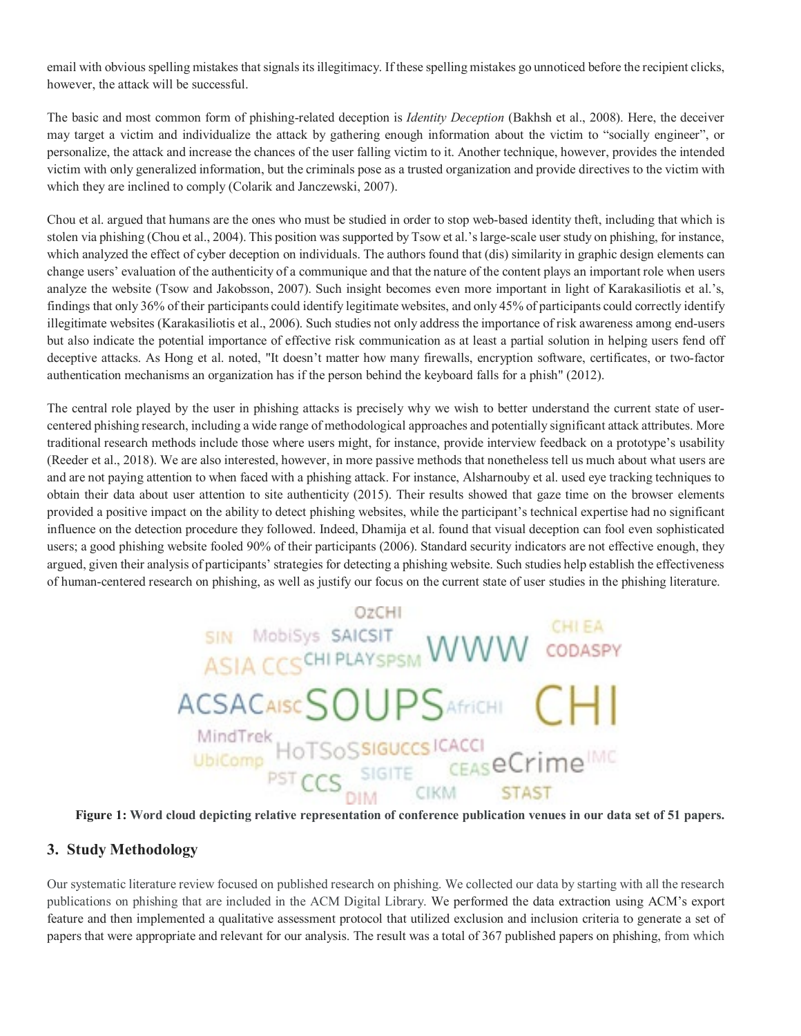email with obvious spelling mistakes that signals its illegitimacy. If these spelling mistakes go unnoticed before the recipient clicks, however, the attack will be successful.

The basic and most common form of phishing-related deception is *Identity Deception* (Bakhsh et al., 2008). Here, the deceiver may target a victim and individualize the attack by gathering enough information about the victim to "socially engineer", or personalize, the attack and increase the chances of the user falling victim to it. Another technique, however, provides the intended victim with only generalized information, but the criminals pose as a trusted organization and provide directives to the victim with which they are inclined to comply (Colarik and Janczewski, 2007).

Chou et al. argued that humans are the ones who must be studied in order to stop web-based identity theft, including that which is stolen via phishing (Chou et al., 2004). This position was supported by Tsow et al.'s large-scale user study on phishing, for instance, which analyzed the effect of cyber deception on individuals. The authors found that (dis) similarity in graphic design elements can change users' evaluation of the authenticity of a communique and that the nature of the content plays an important role when users analyze the website (Tsow and Jakobsson, 2007). Such insight becomes even more important in light of Karakasiliotis et al.'s, findings that only 36% of their participants could identify legitimate websites, and only 45% of participants could correctly identify illegitimate websites (Karakasiliotis et al., 2006). Such studies not only address the importance of risk awareness among end-users but also indicate the potential importance of effective risk communication as at least a partial solution in helping users fend off deceptive attacks. As Hong et al. noted, "It doesn't matter how many firewalls, encryption software, certificates, or two-factor authentication mechanisms an organization has if the person behind the keyboard falls for a phish" (2012).

The central role played by the user in phishing attacks is precisely why we wish to better understand the current state of user-centered phishing research, including a wide range of methodological approaches and potentially significant attack attributes. More traditional research methods include those where users might, for instance, provide interview feedback on a prototype's usability (Reeder et al., 2018). We are also interested, however, in more passive methods that nonetheless tell us much about what users are and are not paying attention to when faced with a phishing attack. For instance, Alsharnouby et al. used eye tracking techniques to obtain their data about user attention to site authenticity (2015). Their results showed that gaze time on the browser elements provided a positive impact on the ability to detect phishing websites, while the participant's technical expertise had no significant influence on the detection procedure they followed. Indeed, Dhamija et al. found that visual deception can fool even sophisticated users; a good phishing website fooled 90% of their participants (2006). Standard security indicators are not effective enough, they argued, given their analysis of participants' strategies for detecting a phishing website. Such studies help establish the effectiveness of human-centered research on phishing, as well as justify our focus on the current state of user studies in the phishing literature.

OzCHI SIN MobiSys SAICSIT WWW CHI EA ASIA CCS CHI PLAY SPSM CODASPY ACSAC AISC SOUPS AfriCHI CHI MindTrek HoTSoS SIGUCCS ICACCI UbiComp CEAS eCrime IMC PST CCS SIGITE DIM CIKM STAST

**Figure 1: Word cloud depicting relative representation of conference publication venues in our data set of 51 papers.**

## 3. Study Methodology

Our systematic literature review focused on published research on phishing. We collected our data by starting with all the research publications on phishing that are included in the ACM Digital Library. We performed the data extraction using ACM's export feature and then implemented a qualitative assessment protocol that utilized exclusion and inclusion criteria to generate a set of papers that were appropriate and relevant for our analysis. The result was a total of 367 published papers on phishing, from which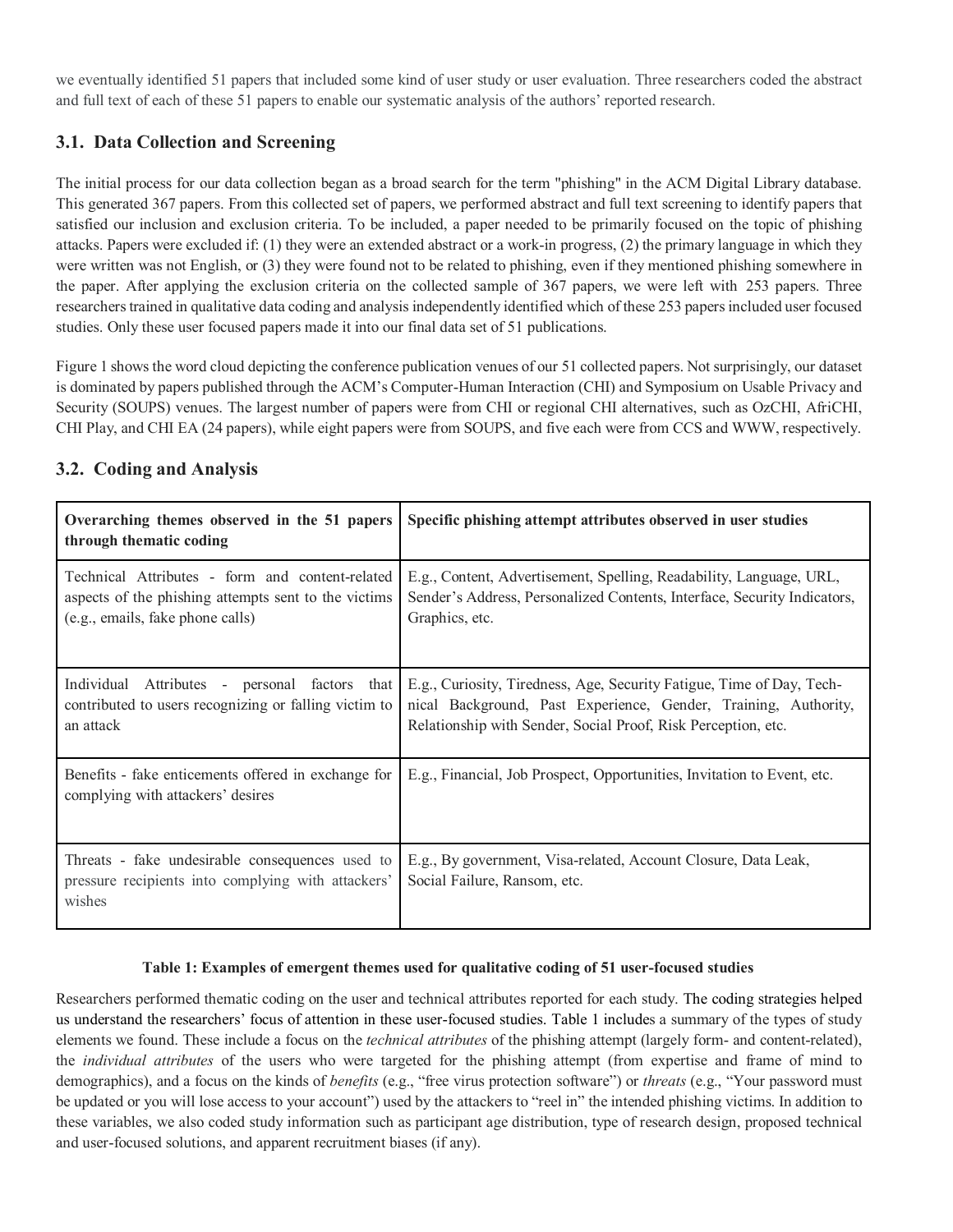we eventually identified 51 papers that included some kind of user study or user evaluation. Three researchers coded the abstract and full text of each of these 51 papers to enable our systematic analysis of the authors' reported research.

### 3.1. Data Collection and Screening

The initial process for our data collection began as a broad search for the term "phishing" in the ACM Digital Library database. This generated 367 papers. From this collected set of papers, we performed abstract and full text screening to identify papers that satisfied our inclusion and exclusion criteria. To be included, a paper needed to be primarily focused on the topic of phishing attacks. Papers were excluded if: (1) they were an extended abstract or a work-in progress, (2) the primary language in which they were written was not English, or (3) they were found not to be related to phishing, even if they mentioned phishing somewhere in the paper. After applying the exclusion criteria on the collected sample of 367 papers, we were left with 253 papers. Three researchers trained in qualitative data coding and analysis independently identified which of these 253 papers included user focused studies. Only these user focused papers made it into our final data set of 51 publications.

Figure 1 shows the word cloud depicting the conference publication venues of our 51 collected papers. Not surprisingly, our dataset is dominated by papers published through the ACM's Computer-Human Interaction (CHI) and Symposium on Usable Privacy and Security (SOUPS) venues. The largest number of papers were from CHI or regional CHI alternatives, such as OzCHI, AfriCHI, CHI Play, and CHI EA (24 papers), while eight papers were from SOUPS, and five each were from CCS and WWW, respectively.

### 3.2. Coding and Analysis

| Overarching themes observed in the 51 papers through thematic coding | Specific phishing attempt attributes observed in user studies |
|---|---|
| Technical Attributes - form and content-related aspects of the phishing attempts sent to the victims (e.g., emails, fake phone calls) | E.g., Content, Advertisement, Spelling, Readability, Language, URL, Sender's Address, Personalized Contents, Interface, Security Indicators, Graphics, etc. |
| Individual Attributes - personal factors that contributed to users recognizing or falling victim to an attack | E.g., Curiosity, Tiredness, Age, Security Fatigue, Time of Day, Technical Background, Past Experience, Gender, Training, Authority, Relationship with Sender, Social Proof, Risk Perception, etc. |
| Benefits - fake enticements offered in exchange for complying with attackers' desires | E.g., Financial, Job Prospect, Opportunities, Invitation to Event, etc. |
| Threats - fake undesirable consequences used to pressure recipients into complying with attackers' wishes | E.g., By government, Visa-related, Account Closure, Data Leak, Social Failure, Ransom, etc. |

**Table 1: Examples of emergent themes used for qualitative coding of 51 user-focused studies**

Researchers performed thematic coding on the user and technical attributes reported for each study. The coding strategies helped us understand the researchers' focus of attention in these user-focused studies. Table 1 includes a summary of the types of study elements we found. These include a focus on the *technical attributes* of the phishing attempt (largely form- and content-related), the *individual attributes* of the users who were targeted for the phishing attempt (from expertise and frame of mind to demographics), and a focus on the kinds of *benefits* (e.g., "free virus protection software") or *threats* (e.g., "Your password must be updated or you will lose access to your account") used by the attackers to "reel in" the intended phishing victims. In addition to these variables, we also coded study information such as participant age distribution, type of research design, proposed technical and user-focused solutions, and apparent recruitment biases (if any).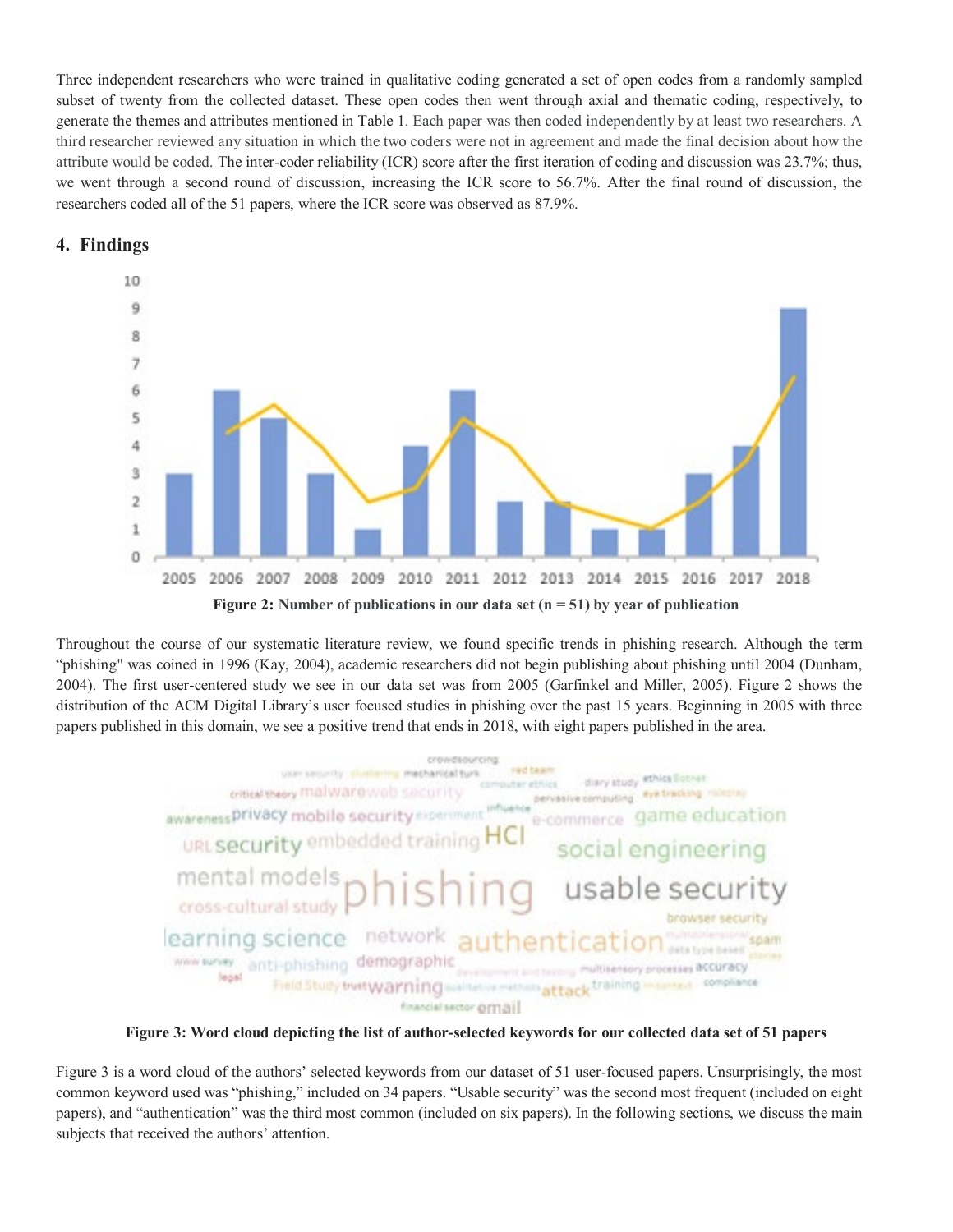Three independent researchers who were trained in qualitative coding generated a set of open codes from a randomly sampled subset of twenty from the collected dataset. These open codes then went through axial and thematic coding, respectively, to generate the themes and attributes mentioned in Table 1. Each paper was then coded independently by at least two researchers. A third researcher reviewed any situation in which the two coders were not in agreement and made the final decision about how the attribute would be coded. The inter-coder reliability (ICR) score after the first iteration of coding and discussion was 23.7%; thus, we went through a second round of discussion, increasing the ICR score to 56.7%. After the final round of discussion, the researchers coded all of the 51 papers, where the ICR score was observed as 87.9%.

## 4. Findings

**Figure 2: Number of publications in our data set (n = 51) by year of publication**

Throughout the course of our systematic literature review, we found specific trends in phishing research. Although the term "phishing" was coined in 1996 (Kay, 2004), academic researchers did not begin publishing about phishing until 2004 (Dunham, 2004). The first user-centered study we see in our data set was from 2005 (Garfinkel and Miller, 2005). Figure 2 shows the distribution of the ACM Digital Library's user focused studies in phishing over the past 15 years. Beginning in 2005 with three papers published in this domain, we see a positive trend that ends in 2018, with eight papers published in the area.

**Figure 3: Word cloud depicting the list of author-selected keywords for our collected data set of 51 papers**

Figure 3 is a word cloud of the authors' selected keywords from our dataset of 51 user-focused papers. Unsurprisingly, the most common keyword used was "phishing," included on 34 papers. "Usable security" was the second most frequent (included on eight papers), and "authentication" was the third most common (included on six papers). In the following sections, we discuss the main subjects that received the authors' attention.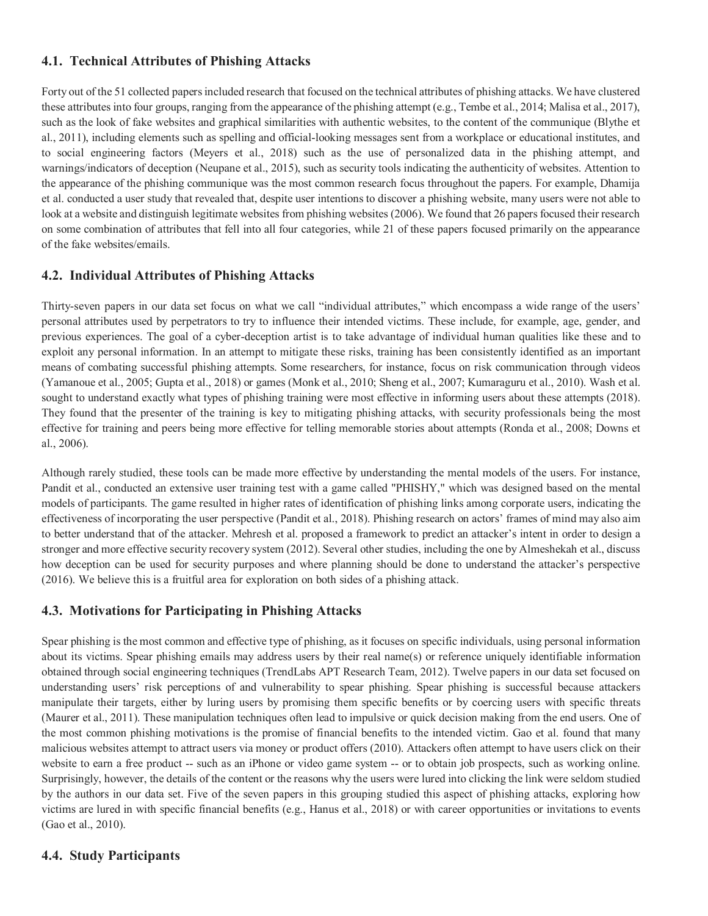### 4.1. Technical Attributes of Phishing Attacks

Forty out of the 51 collected papers included research that focused on the technical attributes of phishing attacks. We have clustered these attributes into four groups, ranging from the appearance of the phishing attempt (e.g., Tembe et al., 2014; Malisa et al., 2017), such as the look of fake websites and graphical similarities with authentic websites, to the content of the communique (Blythe et al., 2011), including elements such as spelling and official-looking messages sent from a workplace or educational institutes, and to social engineering factors (Meyers et al., 2018) such as the use of personalized data in the phishing attempt, and warnings/indicators of deception (Neupane et al., 2015), such as security tools indicating the authenticity of websites. Attention to the appearance of the phishing communique was the most common research focus throughout the papers. For example, Dhamija et al. conducted a user study that revealed that, despite user intentions to discover a phishing website, many users were not able to look at a website and distinguish legitimate websites from phishing websites (2006). We found that 26 papers focused their research on some combination of attributes that fell into all four categories, while 21 of these papers focused primarily on the appearance of the fake websites/emails.

### 4.2. Individual Attributes of Phishing Attacks

Thirty-seven papers in our data set focus on what we call "individual attributes," which encompass a wide range of the users' personal attributes used by perpetrators to try to influence their intended victims. These include, for example, age, gender, and previous experiences. The goal of a cyber-deception artist is to take advantage of individual human qualities like these and to exploit any personal information. In an attempt to mitigate these risks, training has been consistently identified as an important means of combating successful phishing attempts. Some researchers, for instance, focus on risk communication through videos (Yamanoue et al., 2005; Gupta et al., 2018) or games (Monk et al., 2010; Sheng et al., 2007; Kumaraguru et al., 2010). Wash et al. sought to understand exactly what types of phishing training were most effective in informing users about these attempts (2018). They found that the presenter of the training is key to mitigating phishing attacks, with security professionals being the most effective for training and peers being more effective for telling memorable stories about attempts (Ronda et al., 2008; Downs et al., 2006).

Although rarely studied, these tools can be made more effective by understanding the mental models of the users. For instance, Pandit et al., conducted an extensive user training test with a game called "PHISHY," which was designed based on the mental models of participants. The game resulted in higher rates of identification of phishing links among corporate users, indicating the effectiveness of incorporating the user perspective (Pandit et al., 2018). Phishing research on actors' frames of mind may also aim to better understand that of the attacker. Mehresh et al. proposed a framework to predict an attacker's intent in order to design a stronger and more effective security recovery system (2012). Several other studies, including the one by Almeshekah et al., discuss how deception can be used for security purposes and where planning should be done to understand the attacker's perspective (2016). We believe this is a fruitful area for exploration on both sides of a phishing attack.

### 4.3. Motivations for Participating in Phishing Attacks

Spear phishing is the most common and effective type of phishing, as it focuses on specific individuals, using personal information about its victims. Spear phishing emails may address users by their real name(s) or reference uniquely identifiable information obtained through social engineering techniques (TrendLabs APT Research Team, 2012). Twelve papers in our data set focused on understanding users' risk perceptions of and vulnerability to spear phishing. Spear phishing is successful because attackers manipulate their targets, either by luring users by promising them specific benefits or by coercing users with specific threats (Maurer et al., 2011). These manipulation techniques often lead to impulsive or quick decision making from the end users. One of the most common phishing motivations is the promise of financial benefits to the intended victim. Gao et al. found that many malicious websites attempt to attract users via money or product offers (2010). Attackers often attempt to have users click on their website to earn a free product -- such as an iPhone or video game system -- or to obtain job prospects, such as working online. Surprisingly, however, the details of the content or the reasons why the users were lured into clicking the link were seldom studied by the authors in our data set. Five of the seven papers in this grouping studied this aspect of phishing attacks, exploring how victims are lured in with specific financial benefits (e.g., Hanus et al., 2018) or with career opportunities or invitations to events (Gao et al., 2010).

### 4.4. Study Participants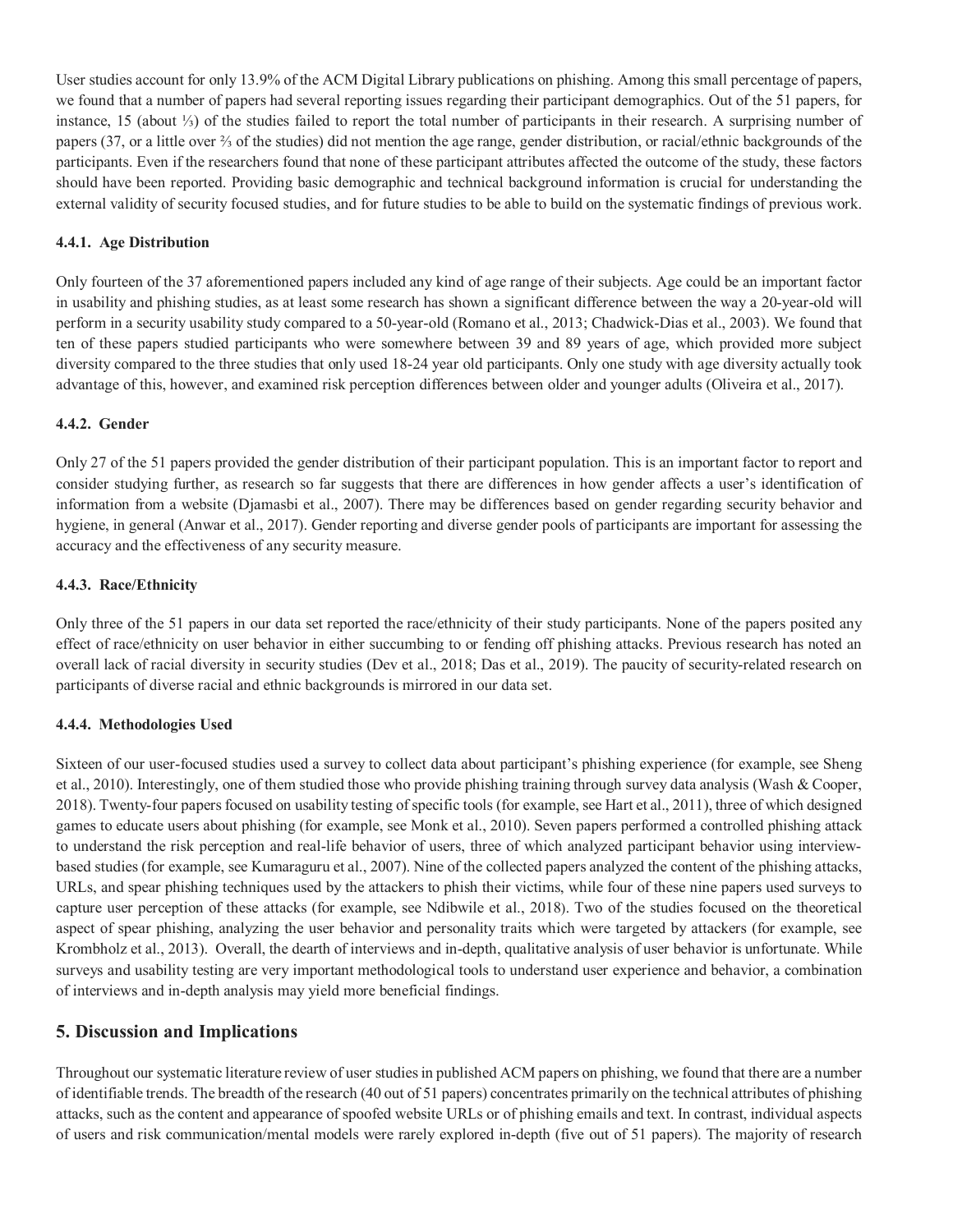User studies account for only 13.9% of the ACM Digital Library publications on phishing. Among this small percentage of papers, we found that a number of papers had several reporting issues regarding their participant demographics. Out of the 51 papers, for instance, 15 (about ⅓) of the studies failed to report the total number of participants in their research. A surprising number of papers (37, or a little over ⅔ of the studies) did not mention the age range, gender distribution, or racial/ethnic backgrounds of the participants. Even if the researchers found that none of these participant attributes affected the outcome of the study, these factors should have been reported. Providing basic demographic and technical background information is crucial for understanding the external validity of security focused studies, and for future studies to be able to build on the systematic findings of previous work.

#### 4.4.1. Age Distribution

Only fourteen of the 37 aforementioned papers included any kind of age range of their subjects. Age could be an important factor in usability and phishing studies, as at least some research has shown a significant difference between the way a 20-year-old will perform in a security usability study compared to a 50-year-old (Romano et al., 2013; Chadwick-Dias et al., 2003). We found that ten of these papers studied participants who were somewhere between 39 and 89 years of age, which provided more subject diversity compared to the three studies that only used 18-24 year old participants. Only one study with age diversity actually took advantage of this, however, and examined risk perception differences between older and younger adults (Oliveira et al., 2017).

#### 4.4.2. Gender

Only 27 of the 51 papers provided the gender distribution of their participant population. This is an important factor to report and consider studying further, as research so far suggests that there are differences in how gender affects a user's identification of information from a website (Djamasbi et al., 2007). There may be differences based on gender regarding security behavior and hygiene, in general (Anwar et al., 2017). Gender reporting and diverse gender pools of participants are important for assessing the accuracy and the effectiveness of any security measure.

#### 4.4.3. Race/Ethnicity

Only three of the 51 papers in our data set reported the race/ethnicity of their study participants. None of the papers posited any effect of race/ethnicity on user behavior in either succumbing to or fending off phishing attacks. Previous research has noted an overall lack of racial diversity in security studies (Dev et al., 2018; Das et al., 2019). The paucity of security-related research on participants of diverse racial and ethnic backgrounds is mirrored in our data set.

#### 4.4.4. Methodologies Used

Sixteen of our user-focused studies used a survey to collect data about participant's phishing experience (for example, see Sheng et al., 2010). Interestingly, one of them studied those who provide phishing training through survey data analysis (Wash & Cooper, 2018). Twenty-four papers focused on usability testing of specific tools (for example, see Hart et al., 2011), three of which designed games to educate users about phishing (for example, see Monk et al., 2010). Seven papers performed a controlled phishing attack to understand the risk perception and real-life behavior of users, three of which analyzed participant behavior using interview-based studies (for example, see Kumaraguru et al., 2007). Nine of the collected papers analyzed the content of the phishing attacks, URLs, and spear phishing techniques used by the attackers to phish their victims, while four of these nine papers used surveys to capture user perception of these attacks (for example, see Ndibwile et al., 2018). Two of the studies focused on the theoretical aspect of spear phishing, analyzing the user behavior and personality traits which were targeted by attackers (for example, see Krombholz et al., 2013). Overall, the dearth of interviews and in-depth, qualitative analysis of user behavior is unfortunate. While surveys and usability testing are very important methodological tools to understand user experience and behavior, a combination of interviews and in-depth analysis may yield more beneficial findings.

## 5. Discussion and Implications

Throughout our systematic literature review of user studies in published ACM papers on phishing, we found that there are a number of identifiable trends. The breadth of the research (40 out of 51 papers) concentrates primarily on the technical attributes of phishing attacks, such as the content and appearance of spoofed website URLs or of phishing emails and text. In contrast, individual aspects of users and risk communication/mental models were rarely explored in-depth (five out of 51 papers). The majority of research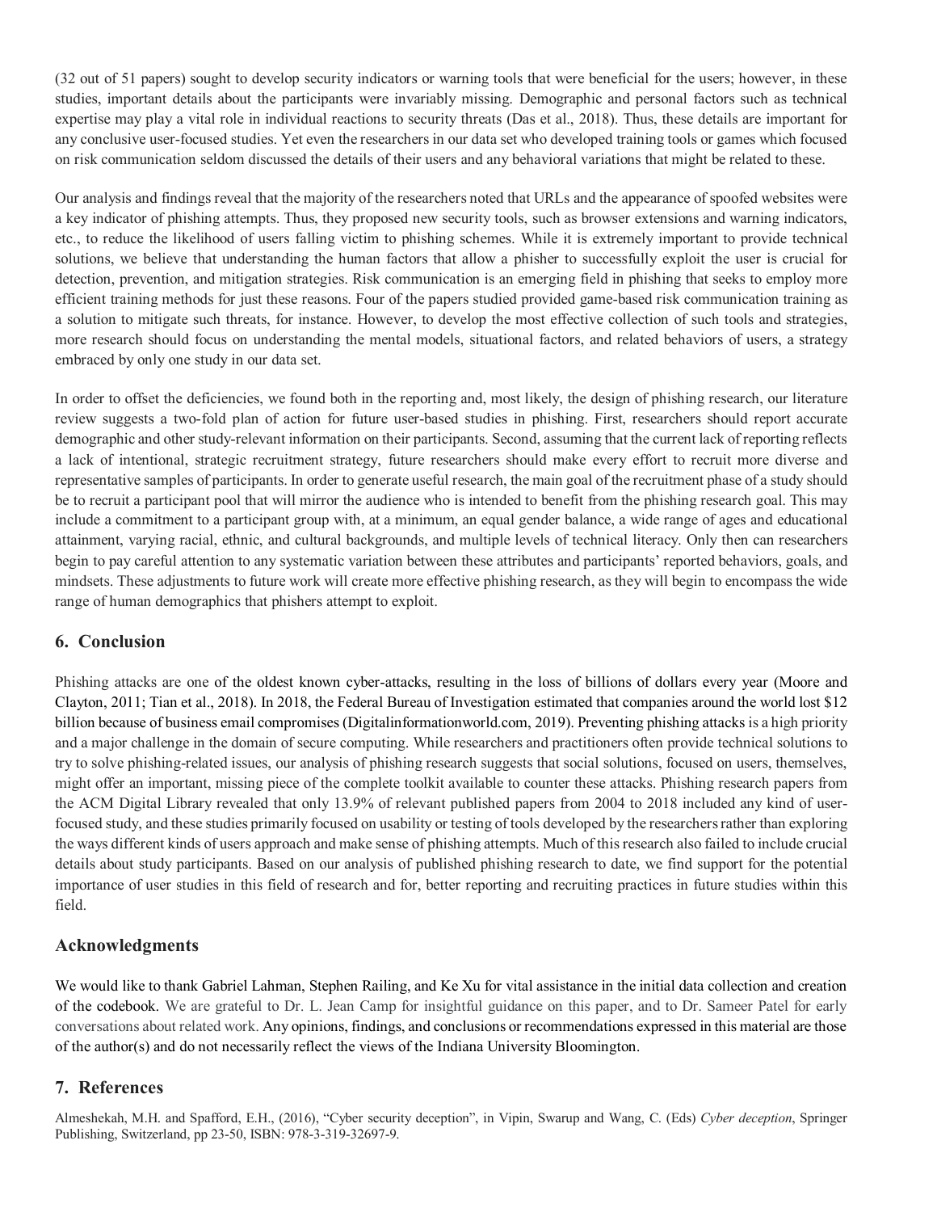(32 out of 51 papers) sought to develop security indicators or warning tools that were beneficial for the users; however, in these studies, important details about the participants were invariably missing. Demographic and personal factors such as technical expertise may play a vital role in individual reactions to security threats (Das et al., 2018). Thus, these details are important for any conclusive user-focused studies. Yet even the researchers in our data set who developed training tools or games which focused on risk communication seldom discussed the details of their users and any behavioral variations that might be related to these.

Our analysis and findings reveal that the majority of the researchers noted that URLs and the appearance of spoofed websites were a key indicator of phishing attempts. Thus, they proposed new security tools, such as browser extensions and warning indicators, etc., to reduce the likelihood of users falling victim to phishing schemes. While it is extremely important to provide technical solutions, we believe that understanding the human factors that allow a phisher to successfully exploit the user is crucial for detection, prevention, and mitigation strategies. Risk communication is an emerging field in phishing that seeks to employ more efficient training methods for just these reasons. Four of the papers studied provided game-based risk communication training as a solution to mitigate such threats, for instance. However, to develop the most effective collection of such tools and strategies, more research should focus on understanding the mental models, situational factors, and related behaviors of users, a strategy embraced by only one study in our data set.

In order to offset the deficiencies, we found both in the reporting and, most likely, the design of phishing research, our literature review suggests a two-fold plan of action for future user-based studies in phishing. First, researchers should report accurate demographic and other study-relevant information on their participants. Second, assuming that the current lack of reporting reflects a lack of intentional, strategic recruitment strategy, future researchers should make every effort to recruit more diverse and representative samples of participants. In order to generate useful research, the main goal of the recruitment phase of a study should be to recruit a participant pool that will mirror the audience who is intended to benefit from the phishing research goal. This may include a commitment to a participant group with, at a minimum, an equal gender balance, a wide range of ages and educational attainment, varying racial, ethnic, and cultural backgrounds, and multiple levels of technical literacy. Only then can researchers begin to pay careful attention to any systematic variation between these attributes and participants' reported behaviors, goals, and mindsets. These adjustments to future work will create more effective phishing research, as they will begin to encompass the wide range of human demographics that phishers attempt to exploit.

## 6. Conclusion

Phishing attacks are one of the oldest known cyber-attacks, resulting in the loss of billions of dollars every year (Moore and Clayton, 2011; Tian et al., 2018). In 2018, the Federal Bureau of Investigation estimated that companies around the world lost $12 billion because of business email compromises (Digitalinformationworld.com, 2019). Preventing phishing attacks is a high priority and a major challenge in the domain of secure computing. While researchers and practitioners often provide technical solutions to try to solve phishing-related issues, our analysis of phishing research suggests that social solutions, focused on users, themselves, might offer an important, missing piece of the complete toolkit available to counter these attacks. Phishing research papers from the ACM Digital Library revealed that only 13.9% of relevant published papers from 2004 to 2018 included any kind of user-focused study, and these studies primarily focused on usability or testing of tools developed by the researchers rather than exploring the ways different kinds of users approach and make sense of phishing attempts. Much of this research also failed to include crucial details about study participants. Based on our analysis of published phishing research to date, we find support for the potential importance of user studies in this field of research and for, better reporting and recruiting practices in future studies within this field.

## Acknowledgments

We would like to thank Gabriel Lahman, Stephen Railing, and Ke Xu for vital assistance in the initial data collection and creation of the codebook. We are grateful to Dr. L. Jean Camp for insightful guidance on this paper, and to Dr. Sameer Patel for early conversations about related work. Any opinions, findings, and conclusions or recommendations expressed in this material are those of the author(s) and do not necessarily reflect the views of the Indiana University Bloomington.

## 7. References

Almeshekah, M.H. and Spafford, E.H., (2016), "Cyber security deception", in Vipin, Swarup and Wang, C. (Eds) *Cyber deception*, Springer Publishing, Switzerland, pp 23-50, ISBN: 978-3-319-32697-9.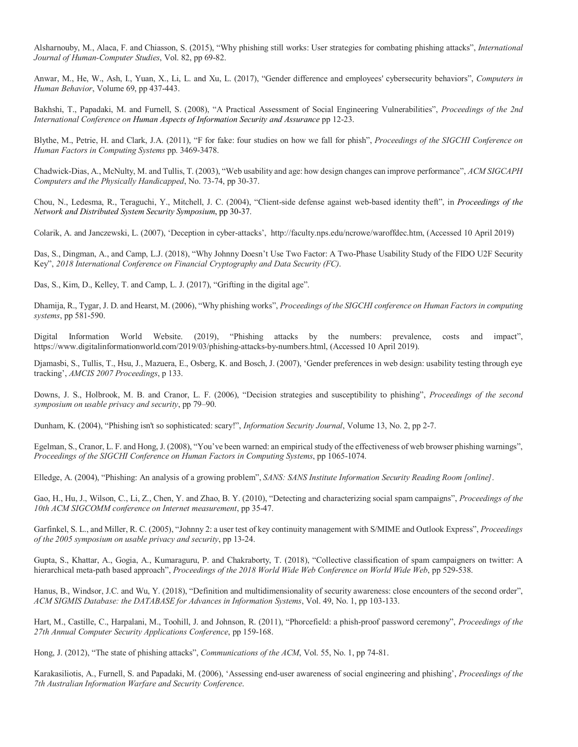Alsharnouby, M., Alaca, F. and Chiasson, S. (2015), "Why phishing still works: User strategies for combating phishing attacks", *International Journal of Human-Computer Studies*, Vol. 82, pp 69-82.

Anwar, M., He, W., Ash, I., Yuan, X., Li, L. and Xu, L. (2017), "Gender difference and employees' cybersecurity behaviors", *Computers in Human Behavior*, Volume 69, pp 437-443.

Bakhshi, T., Papadaki, M. and Furnell, S. (2008), "A Practical Assessment of Social Engineering Vulnerabilities", *Proceedings of the 2nd International Conference on Human Aspects of Information Security and Assurance* pp 12-23.

Blythe, M., Petrie, H. and Clark, J.A. (2011), "F for fake: four studies on how we fall for phish", *Proceedings of the SIGCHI Conference on Human Factors in Computing Systems* pp. 3469-3478.

Chadwick-Dias, A., McNulty, M. and Tullis, T. (2003), "Web usability and age: how design changes can improve performance", *ACM SIGCAPH Computers and the Physically Handicapped*, No. 73-74, pp 30-37.

Chou, N., Ledesma, R., Teraguchi, Y., Mitchell, J. C. (2004), "Client-side defense against web-based identity theft", in *Proceedings of the Network and Distributed System Security Symposium*, pp 30-37.

Colarik, A. and Janczewski, L. (2007), 'Deception in cyber-attacks', http://faculty.nps.edu/ncrowe/waroffdec.htm, (Accessed 10 April 2019)

Das, S., Dingman, A., and Camp, L.J. (2018), "Why Johnny Doesn't Use Two Factor: A Two-Phase Usability Study of the FIDO U2F Security Key", *2018 International Conference on Financial Cryptography and Data Security (FC)*.

Das, S., Kim, D., Kelley, T. and Camp, L. J. (2017), "Grifting in the digital age".

Dhamija, R., Tygar, J. D. and Hearst, M. (2006), "Why phishing works", *Proceedings of the SIGCHI conference on Human Factors in computing systems*, pp 581-590.

Digital Information World Website. (2019), "Phishing attacks by the numbers: prevalence, costs and impact", https://www.digitalinformationworld.com/2019/03/phishing-attacks-by-numbers.html, (Accessed 10 April 2019).

Djamasbi, S., Tullis, T., Hsu, J., Mazuera, E., Osberg, K. and Bosch, J. (2007), 'Gender preferences in web design: usability testing through eye tracking', *AMCIS 2007 Proceedings*, p 133.

Downs, J. S., Holbrook, M. B. and Cranor, L. F. (2006), "Decision strategies and susceptibility to phishing", *Proceedings of the second symposium on usable privacy and security*, pp 79–90.

Dunham, K. (2004), "Phishing isn't so sophisticated: scary!", *Information Security Journal*, Volume 13, No. 2, pp 2-7.

Egelman, S., Cranor, L. F. and Hong, J. (2008), "You've been warned: an empirical study of the effectiveness of web browser phishing warnings", *Proceedings of the SIGCHI Conference on Human Factors in Computing Systems*, pp 1065-1074.

Elledge, A. (2004), "Phishing: An analysis of a growing problem", *SANS: SANS Institute Information Security Reading Room [online]*.

Gao, H., Hu, J., Wilson, C., Li, Z., Chen, Y. and Zhao, B. Y. (2010), "Detecting and characterizing social spam campaigns", *Proceedings of the 10th ACM SIGCOMM conference on Internet measurement*, pp 35-47.

Garfinkel, S. L., and Miller, R. C. (2005), "Johnny 2: a user test of key continuity management with S/MIME and Outlook Express", *Proceedings of the 2005 symposium on usable privacy and security*, pp 13-24.

Gupta, S., Khattar, A., Gogia, A., Kumaraguru, P. and Chakraborty, T. (2018), "Collective classification of spam campaigners on twitter: A hierarchical meta-path based approach", *Proceedings of the 2018 World Wide Web Conference on World Wide Web*, pp 529-538.

Hanus, B., Windsor, J.C. and Wu, Y. (2018), "Definition and multidimensionality of security awareness: close encounters of the second order", *ACM SIGMIS Database: the DATABASE for Advances in Information Systems*, Vol. 49, No. 1, pp 103-133.

Hart, M., Castille, C., Harpalani, M., Toohill, J. and Johnson, R. (2011), "Phorcefield: a phish-proof password ceremony", *Proceedings of the 27th Annual Computer Security Applications Conference*, pp 159-168.

Hong, J. (2012), "The state of phishing attacks", *Communications of the ACM*, Vol. 55, No. 1, pp 74-81.

Karakasiliotis, A., Furnell, S. and Papadaki, M. (2006), 'Assessing end-user awareness of social engineering and phishing', *Proceedings of the 7th Australian Information Warfare and Security Conference*.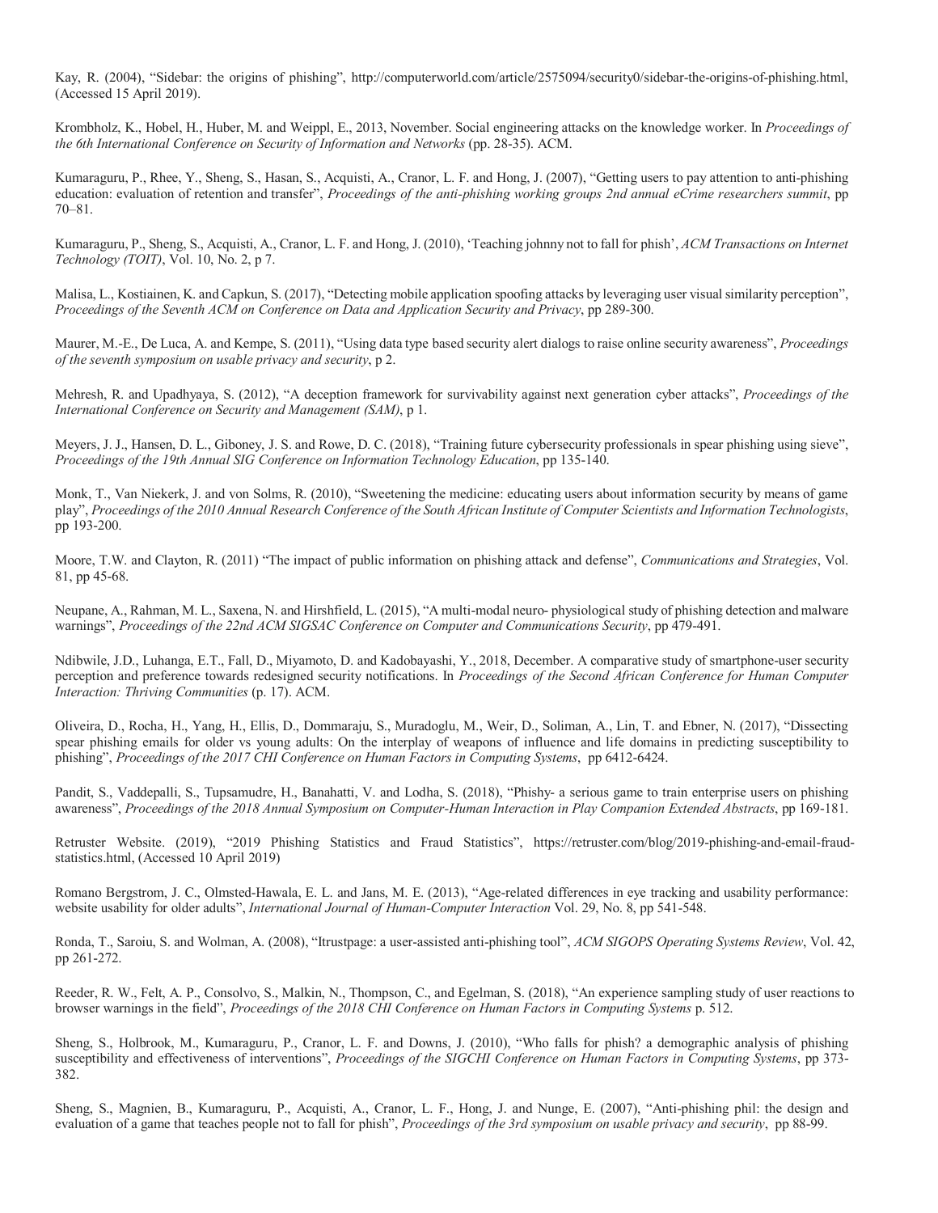Kay, R. (2004), “Sidebar: the origins of phishing”, http://computerworld.com/article/2575094/security0/sidebar-the-origins-of-phishing.html, (Accessed 15 April 2019).

Krombholz, K., Hobel, H., Huber, M. and Weippl, E., 2013, November. Social engineering attacks on the knowledge worker. In *Proceedings of the 6th International Conference on Security of Information and Networks* (pp. 28-35). ACM.

Kumaraguru, P., Rhee, Y., Sheng, S., Hasan, S., Acquisti, A., Cranor, L. F. and Hong, J. (2007), “Getting users to pay attention to anti-phishing education: evaluation of retention and transfer”, *Proceedings of the anti-phishing working groups 2nd annual eCrime researchers summit*, pp 70–81.

Kumaraguru, P., Sheng, S., Acquisti, A., Cranor, L. F. and Hong, J. (2010), ‘Teaching johnny not to fall for phish’, *ACM Transactions on Internet Technology (TOIT)*, Vol. 10, No. 2, p 7.

Malisa, L., Kostiainen, K. and Capkun, S. (2017), “Detecting mobile application spoofing attacks by leveraging user visual similarity perception”, *Proceedings of the Seventh ACM on Conference on Data and Application Security and Privacy*, pp 289-300.

Maurer, M.-E., De Luca, A. and Kempe, S. (2011), “Using data type based security alert dialogs to raise online security awareness”, *Proceedings of the seventh symposium on usable privacy and security*, p 2.

Mehresh, R. and Upadhyaya, S. (2012), “A deception framework for survivability against next generation cyber attacks”, *Proceedings of the International Conference on Security and Management (SAM)*, p 1.

Meyers, J. J., Hansen, D. L., Giboney, J. S. and Rowe, D. C. (2018), “Training future cybersecurity professionals in spear phishing using sieve”, *Proceedings of the 19th Annual SIG Conference on Information Technology Education*, pp 135-140.

Monk, T., Van Niekerk, J. and von Solms, R. (2010), “Sweetening the medicine: educating users about information security by means of game play”, *Proceedings of the 2010 Annual Research Conference of the South African Institute of Computer Scientists and Information Technologists*, pp 193-200.

Moore, T.W. and Clayton, R. (2011) “The impact of public information on phishing attack and defense”, *Communications and Strategies*, Vol. 81, pp 45-68.

Neupane, A., Rahman, M. L., Saxena, N. and Hirshfield, L. (2015), “A multi-modal neuro- physiological study of phishing detection and malware warnings”, *Proceedings of the 22nd ACM SIGSAC Conference on Computer and Communications Security*, pp 479-491.

Ndibwile, J.D., Luhanga, E.T., Fall, D., Miyamoto, D. and Kadobayashi, Y., 2018, December. A comparative study of smartphone-user security perception and preference towards redesigned security notifications. In *Proceedings of the Second African Conference for Human Computer Interaction: Thriving Communities* (p. 17). ACM.

Oliveira, D., Rocha, H., Yang, H., Ellis, D., Dommaraju, S., Muradoglu, M., Weir, D., Soliman, A., Lin, T. and Ebner, N. (2017), “Dissecting spear phishing emails for older vs young adults: On the interplay of weapons of influence and life domains in predicting susceptibility to phishing”, *Proceedings of the 2017 CHI Conference on Human Factors in Computing Systems*, pp 6412-6424.

Pandit, S., Vaddepalli, S., Tupsamudre, H., Banahatti, V. and Lodha, S. (2018), “Phishy- a serious game to train enterprise users on phishing awareness”, *Proceedings of the 2018 Annual Symposium on Computer-Human Interaction in Play Companion Extended Abstracts*, pp 169-181.

Retruster Website. (2019), “2019 Phishing Statistics and Fraud Statistics”, https://retruster.com/blog/2019-phishing-and-email-fraud-statistics.html, (Accessed 10 April 2019)

Romano Bergstrom, J. C., Olmsted-Hawala, E. L. and Jans, M. E. (2013), “Age-related differences in eye tracking and usability performance: website usability for older adults”, *International Journal of Human-Computer Interaction* Vol. 29, No. 8, pp 541-548.

Ronda, T., Saroiu, S. and Wolman, A. (2008), “Itrustpage: a user-assisted anti-phishing tool”, *ACM SIGOPS Operating Systems Review*, Vol. 42, pp 261-272.

Reeder, R. W., Felt, A. P., Consolvo, S., Malkin, N., Thompson, C., and Egelman, S. (2018), “An experience sampling study of user reactions to browser warnings in the field”, *Proceedings of the 2018 CHI Conference on Human Factors in Computing Systems* p. 512.

Sheng, S., Holbrook, M., Kumaraguru, P., Cranor, L. F. and Downs, J. (2010), “Who falls for phish? a demographic analysis of phishing susceptibility and effectiveness of interventions”, *Proceedings of the SIGCHI Conference on Human Factors in Computing Systems*, pp 373-382.

Sheng, S., Magnien, B., Kumaraguru, P., Acquisti, A., Cranor, L. F., Hong, J. and Nunge, E. (2007), “Anti-phishing phil: the design and evaluation of a game that teaches people not to fall for phish”, *Proceedings of the 3rd symposium on usable privacy and security*, pp 88-99.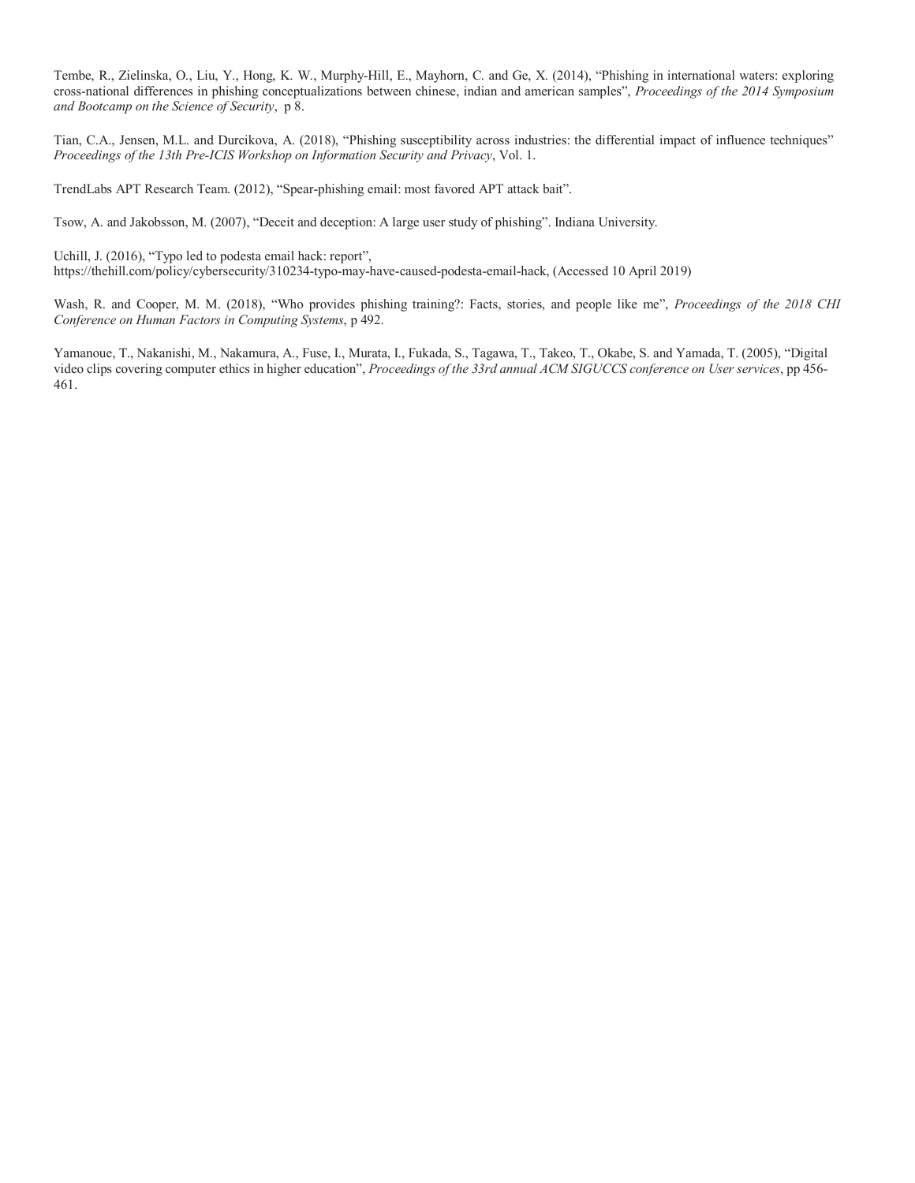Tembe, R., Zielinska, O., Liu, Y., Hong, K. W., Murphy-Hill, E., Mayhorn, C. and Ge, X. (2014), "Phishing in international waters: exploring cross-national differences in phishing conceptualizations between chinese, indian and american samples", *Proceedings of the 2014 Symposium and Bootcamp on the Science of Security*, p 8.

Tian, C.A., Jensen, M.L. and Durcikova, A. (2018), "Phishing susceptibility across industries: the differential impact of influence techniques" *Proceedings of the 13th Pre-ICIS Workshop on Information Security and Privacy*, Vol. 1.

TrendLabs APT Research Team. (2012), "Spear-phishing email: most favored APT attack bait".

Tsow, A. and Jakobsson, M. (2007), "Deceit and deception: A large user study of phishing". Indiana University.

Uchill, J. (2016), "Typo led to podesta email hack: report", https://thehill.com/policy/cybersecurity/310234-typo-may-have-caused-podesta-email-hack, (Accessed 10 April 2019)

Wash, R. and Cooper, M. M. (2018), "Who provides phishing training?: Facts, stories, and people like me", *Proceedings of the 2018 CHI Conference on Human Factors in Computing Systems*, p 492.

Yamanoue, T., Nakanishi, M., Nakamura, A., Fuse, I., Murata, I., Fukada, S., Tagawa, T., Takeo, T., Okabe, S. and Yamada, T. (2005), "Digital video clips covering computer ethics in higher education", *Proceedings of the 33rd annual ACM SIGUCCS conference on User services*, pp 456-461.